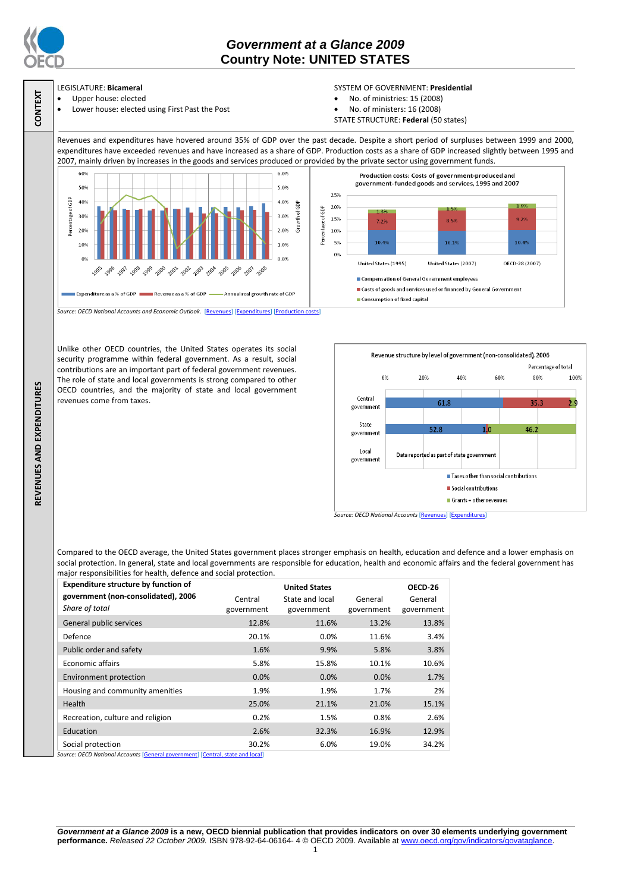# Government at a Glance 2009
## Country Note: UNITED STATES

**CONTEXT**

LEGISLATURE: **Bicameral**
- Upper house: elected
- Lower house: elected using First Past the Post

SYSTEM OF GOVERNMENT: **Presidential**
- No. of ministries: 15 (2008)
- No. of ministers: 16 (2008)

STATE STRUCTURE: **Federal** (50 states)

**REVENUES AND EXPENDITURES**

Revenues and expenditures have hovered around 35% of GDP over the past decade. Despite a short period of surpluses between 1999 and 2000, expenditures have exceeded revenues and have increased as a share of GDP. Production costs as a share of GDP increased slightly between 1995 and 2007, mainly driven by increases in the goods and services produced or provided by the private sector using government funds.

*Source: OECD National Accounts and Economic Outlook.* [Revenues] [Expenditures] [Production costs]

Unlike other OECD countries, the United States operates its social security programme within federal government. As a result, social contributions are an important part of federal government revenues. The role of state and local governments is strong compared to other OECD countries, and the majority of state and local government revenues come from taxes.

*Source: OECD National Accounts* [Revenues] [Expenditures]

Compared to the OECD average, the United States government places stronger emphasis on health, education and defence and a lower emphasis on social protection. In general, state and local governments are responsible for education, health and economic affairs and the federal government has major responsibilities for health, defence and social protection.

| **Expenditure structure by function of government (non-consolidated), 2006** *Share of total* | **United States** Central government | State and local government | General government | **OECD-26** General government |
|---|---|---|---|---|
| General public services | 12.8% | 11.6% | 13.2% | 13.8% |
| Defence | 20.1% | 0.0% | 11.6% | 3.4% |
| Public order and safety | 1.6% | 9.9% | 5.8% | 3.8% |
| Economic affairs | 5.8% | 15.8% | 10.1% | 10.6% |
| Environment protection | 0.0% | 0.0% | 0.0% | 1.7% |
| Housing and community amenities | 1.9% | 1.9% | 1.7% | 2% |
| Health | 25.0% | 21.1% | 21.0% | 15.1% |
| Recreation, culture and religion | 0.2% | 1.5% | 0.8% | 2.6% |
| Education | 2.6% | 32.3% | 16.9% | 12.9% |
| Social protection | 30.2% | 6.0% | 19.0% | 34.2% |

*Source: OECD National Accounts* [General government] [Central, state and local]

***Government at a Glance 2009*** **is a new, OECD biennial publication that provides indicators on over 30 elements underlying government performance.** *Released 22 October 2009.* ISBN 978-92-64-06164- 4 © OECD 2009. Available at www.oecd.org/gov/indicators/govataglance.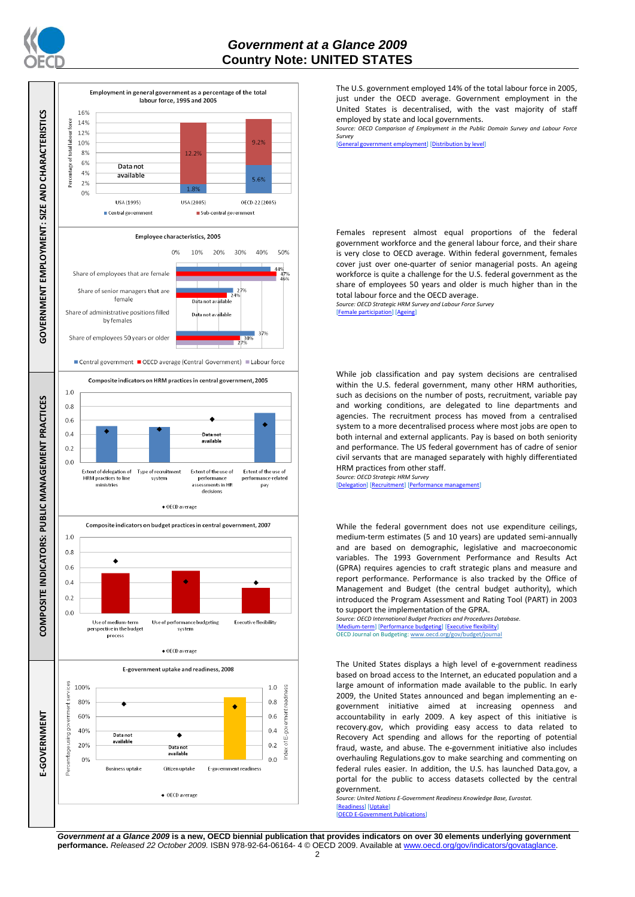# Government at a Glance 2009
## Country Note: UNITED STATES

## GOVERNMENT EMPLOYMENT: SIZE AND CHARACTERISTICS

**Employment in general government as a percentage of the total labour force, 1995 and 2005**

| | Central government | Sub-central government |
|---|---|---|
| USA (1995) | Data not available | Data not available |
| USA (2005) | 1.8% | 12.2% |
| OECD-22 (2005) | 5.6% | 9.2% |

The U.S. government employed 14% of the total labour force in 2005, just under the OECD average. Government employment in the United States is decentralised, with the vast majority of staff employed by state and local governments.

*Source: OECD Comparison of Employment in the Public Domain Survey and Labour Force Survey*

[General government employment] [Distribution by level]

**Employee characteristics, 2005**

| | Central government | OECD average (Central Government) | Labour force |
|---|---|---|---|
| Share of employees that are female | 44% | 47% | 46% |
| Share of senior managers that are female | 27% | 24% | Data not available |
| Share of administrative positions filled by females | Data not available | | |
| Share of employees 50 years or older | 37% | 30% | 27% |

Females represent almost equal proportions of the federal government workforce and the general labour force, and their share is very close to OECD average. Within federal government, females cover just over one-quarter of senior managerial posts. An ageing workforce is quite a challenge for the U.S. federal government as the share of employees 50 years and older is much higher than in the total labour force and the OECD average.

*Source: OECD Strategic HRM Survey and Labour Force Survey*

[Female participation] [Ageing]

## COMPOSITE INDICATORS: PUBLIC MANAGEMENT PRACTICES

**Composite indicators on HRM practices in central government, 2005**

Indicators: Extent of delegation of HRM practices to line ministries; Type of recruitment system; Extent of the use of performance assessments in HR decisions (Data not available); Extent of the use of performance-related pay. ◆ OECD average

While job classification and pay system decisions are centralised within the U.S. federal government, many other HRM authorities, such as decisions on the number of posts, recruitment, variable pay and working conditions, are delegated to line departments and agencies. The recruitment process has moved from a centralised system to a more decentralised process where most jobs are open to both internal and external applicants. Pay is based on both seniority and performance. The US federal government has of cadre of senior civil servants that are managed separately with highly differentiated HRM practices from other staff.

*Source: OECD Strategic HRM Survey*

[Delegation] [Recruitment] [Performance management]

**Composite indicators on budget practices in central government, 2007**

Indicators: Use of medium-term perspective in the budget process; Use of performance budgeting system; Executive flexibility. ◆ OECD average

While the federal government does not use expenditure ceilings, medium-term estimates (5 and 10 years) are updated semi-annually and are based on demographic, legislative and macroeconomic variables. The 1993 Government Performance and Results Act (GPRA) requires agencies to craft strategic plans and measure and report performance. Performance is also tracked by the Office of Management and Budget (the central budget authority), which introduced the Program Assessment and Rating Tool (PART) in 2003 to support the implementation of the GPRA.

*Source: OECD International Budget Practices and Procedures Database.*

[Medium-term] [Performance budgeting] [Executive flexibility]

OECD Journal on Budgeting: www.oecd.org/gov/budget/journal

## E-GOVERNMENT

**E-government uptake and readiness, 2008**

Indicators: Business uptake (Data not available); Citizen uptake (Data not available); E-government readiness. ◆ OECD average

The United States displays a high level of e-government readiness based on broad access to the Internet, an educated population and a large amount of information made available to the public. In early 2009, the United States announced and began implementing an e-government initiative aimed at increasing openness and accountability in early 2009. A key aspect of this initiative is recovery.gov, which providing easy access to data related to Recovery Act spending and allows for the reporting of potential fraud, waste, and abuse. The e-government initiative also includes overhauling Regulations.gov to make searching and commenting on federal rules easier. In addition, the U.S. has launched Data.gov, a portal for the public to access datasets collected by the central government.

*Source: United Nations E-Government Readiness Knowledge Base, Eurostat.*

[Readiness] [Uptake]

[OECD E-Government Publications]

***Government at a Glance 2009* is a new, OECD biennial publication that provides indicators on over 30 elements underlying government performance.** *Released 22 October 2009.* ISBN 978-92-64-06164- 4 © OECD 2009. Available at www.oecd.org/gov/indicators/govataglance.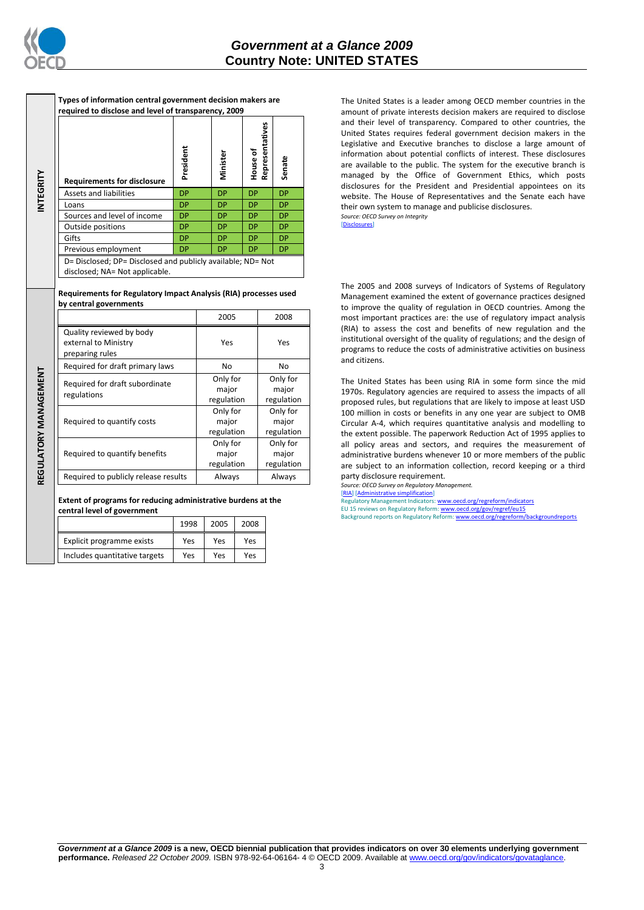**INTEGRITY**

**Types of information central government decision makers are required to disclose and level of transparency, 2009**

| Requirements for disclosure | President | Minister | House of Representatives | Senate |
|---|---|---|---|---|
| Assets and liabilities | DP | DP | DP | DP |
| Loans | DP | DP | DP | DP |
| Sources and level of income | DP | DP | DP | DP |
| Outside positions | DP | DP | DP | DP |
| Gifts | DP | DP | DP | DP |
| Previous employment | DP | DP | DP | DP |

D= Disclosed; DP= Disclosed and publicly available; ND= Not disclosed; NA= Not applicable.

The United States is a leader among OECD member countries in the amount of private interests decision makers are required to disclose and their level of transparency. Compared to other countries, the United States requires federal government decision makers in the Legislative and Executive branches to disclose a large amount of information about potential conflicts of interest. These disclosures are available to the public. The system for the executive branch is managed by the Office of Government Ethics, which posts disclosures for the President and Presidential appointees on its website. The House of Representatives and the Senate each have their own system to manage and publicise disclosures.

*Source: OECD Survey on Integrity*
[Disclosures]

**REGULATORY MANAGEMENT**

**Requirements for Regulatory Impact Analysis (RIA) processes used by central governments**

| | 2005 | 2008 |
|---|---|---|
| Quality reviewed by body external to Ministry preparing rules | Yes | Yes |
| Required for draft primary laws | No | No |
| Required for draft subordinate regulations | Only for major regulation | Only for major regulation |
| Required to quantify costs | Only for major regulation | Only for major regulation |
| Required to quantify benefits | Only for major regulation | Only for major regulation |
| Required to publicly release results | Always | Always |

**Extent of programs for reducing administrative burdens at the central level of government**

| | 1998 | 2005 | 2008 |
|---|---|---|---|
| Explicit programme exists | Yes | Yes | Yes |
| Includes quantitative targets | Yes | Yes | Yes |

The 2005 and 2008 surveys of Indicators of Systems of Regulatory Management examined the extent of governance practices designed to improve the quality of regulation in OECD countries. Among the most important practices are: the use of regulatory impact analysis (RIA) to assess the cost and benefits of new regulation and the institutional oversight of the quality of regulations; and the design of programs to reduce the costs of administrative activities on business and citizens.

The United States has been using RIA in some form since the mid 1970s. Regulatory agencies are required to assess the impacts of all proposed rules, but regulations that are likely to impose at least USD 100 million in costs or benefits in any one year are subject to OMB Circular A-4, which requires quantitative analysis and modelling to the extent possible. The paperwork Reduction Act of 1995 applies to all policy areas and sectors, and requires the measurement of administrative burdens whenever 10 or more members of the public are subject to an information collection, record keeping or a third party disclosure requirement.

*Source: OECD Survey on Regulatory Management.*
[RIA] [Administrative simplification]
Regulatory Management Indicators: www.oecd.org/regreform/indicators
EU 15 reviews on Regulatory Reform: www.oecd.org/gov/regref/eu15
Background reports on Regulatory Reform: www.oecd.org/regreform/backgroundreports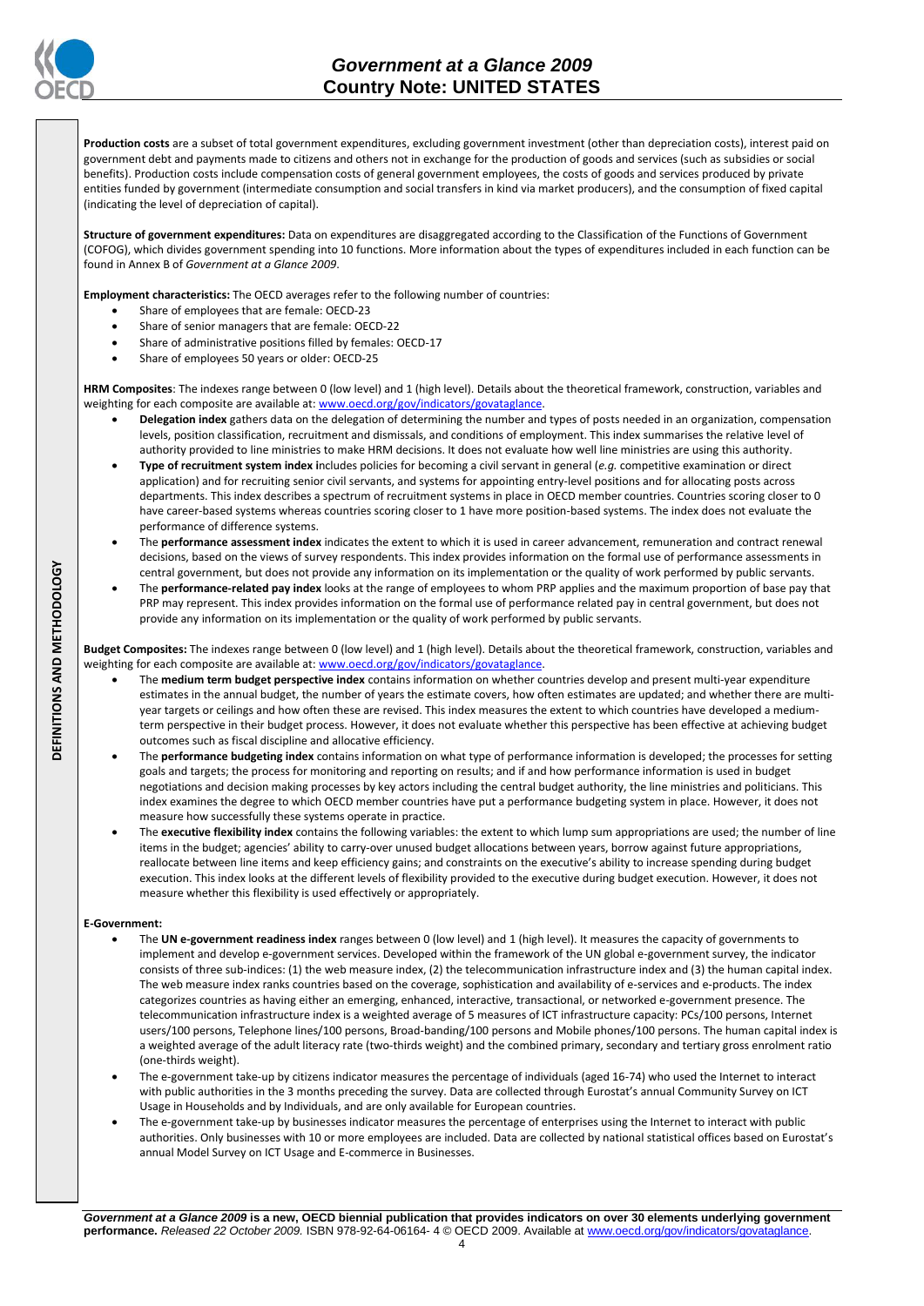**Production costs** are a subset of total government expenditures, excluding government investment (other than depreciation costs), interest paid on government debt and payments made to citizens and others not in exchange for the production of goods and services (such as subsidies or social benefits). Production costs include compensation costs of general government employees, the costs of goods and services produced by private entities funded by government (intermediate consumption and social transfers in kind via market producers), and the consumption of fixed capital (indicating the level of depreciation of capital).

**Structure of government expenditures:** Data on expenditures are disaggregated according to the Classification of the Functions of Government (COFOG), which divides government spending into 10 functions. More information about the types of expenditures included in each function can be found in Annex B of *Government at a Glance 2009*.

**Employment characteristics:** The OECD averages refer to the following number of countries:

- Share of employees that are female: OECD-23
- Share of senior managers that are female: OECD-22
- Share of administrative positions filled by females: OECD-17
- Share of employees 50 years or older: OECD-25

**HRM Composites**: The indexes range between 0 (low level) and 1 (high level). Details about the theoretical framework, construction, variables and weighting for each composite are available at: www.oecd.org/gov/indicators/govataglance.

- **Delegation index** gathers data on the delegation of determining the number and types of posts needed in an organization, compensation levels, position classification, recruitment and dismissals, and conditions of employment. This index summarises the relative level of authority provided to line ministries to make HRM decisions. It does not evaluate how well line ministries are using this authority.
- **Type of recruitment system index** includes policies for becoming a civil servant in general (*e.g.* competitive examination or direct application) and for recruiting senior civil servants, and systems for appointing entry-level positions and for allocating posts across departments. This index describes a spectrum of recruitment systems in place in OECD member countries. Countries scoring closer to 0 have career-based systems whereas countries scoring closer to 1 have more position-based systems. The index does not evaluate the performance of difference systems.
- The **performance assessment index** indicates the extent to which it is used in career advancement, remuneration and contract renewal decisions, based on the views of survey respondents. This index provides information on the formal use of performance assessments in central government, but does not provide any information on its implementation or the quality of work performed by public servants.
- The **performance-related pay index** looks at the range of employees to whom PRP applies and the maximum proportion of base pay that PRP may represent. This index provides information on the formal use of performance related pay in central government, but does not provide any information on its implementation or the quality of work performed by public servants.

**Budget Composites:** The indexes range between 0 (low level) and 1 (high level). Details about the theoretical framework, construction, variables and weighting for each composite are available at: www.oecd.org/gov/indicators/govataglance.

- The **medium term budget perspective index** contains information on whether countries develop and present multi-year expenditure estimates in the annual budget, the number of years the estimate covers, how often estimates are updated; and whether there are multi-year targets or ceilings and how often these are revised. This index measures the extent to which countries have developed a medium-term perspective in their budget process. However, it does not evaluate whether this perspective has been effective at achieving budget outcomes such as fiscal discipline and allocative efficiency.
- The **performance budgeting index** contains information on what type of performance information is developed; the processes for setting goals and targets; the process for monitoring and reporting on results; and if and how performance information is used in budget negotiations and decision making processes by key actors including the central budget authority, the line ministries and politicians. This index examines the degree to which OECD member countries have put a performance budgeting system in place. However, it does not measure how successfully these systems operate in practice.
- The **executive flexibility index** contains the following variables: the extent to which lump sum appropriations are used; the number of line items in the budget; agencies' ability to carry-over unused budget allocations between years, borrow against future appropriations, reallocate between line items and keep efficiency gains; and constraints on the executive's ability to increase spending during budget execution. This index looks at the different levels of flexibility provided to the executive during budget execution. However, it does not measure whether this flexibility is used effectively or appropriately.

**E-Government:**

- The **UN e-government readiness index** ranges between 0 (low level) and 1 (high level). It measures the capacity of governments to implement and develop e-government services. Developed within the framework of the UN global e-government survey, the indicator consists of three sub-indices: (1) the web measure index, (2) the telecommunication infrastructure index and (3) the human capital index. The web measure index ranks countries based on the coverage, sophistication and availability of e-services and e-products. The index categorizes countries as having either an emerging, enhanced, interactive, transactional, or networked e-government presence. The telecommunication infrastructure index is a weighted average of 5 measures of ICT infrastructure capacity: PCs/100 persons, Internet users/100 persons, Telephone lines/100 persons, Broad-banding/100 persons and Mobile phones/100 persons. The human capital index is a weighted average of the adult literacy rate (two-thirds weight) and the combined primary, secondary and tertiary gross enrolment ratio (one-thirds weight).
- The e-government take-up by citizens indicator measures the percentage of individuals (aged 16-74) who used the Internet to interact with public authorities in the 3 months preceding the survey. Data are collected through Eurostat's annual Community Survey on ICT Usage in Households and by Individuals, and are only available for European countries.
- The e-government take-up by businesses indicator measures the percentage of enterprises using the Internet to interact with public authorities. Only businesses with 10 or more employees are included. Data are collected by national statistical offices based on Eurostat's annual Model Survey on ICT Usage and E-commerce in Businesses.